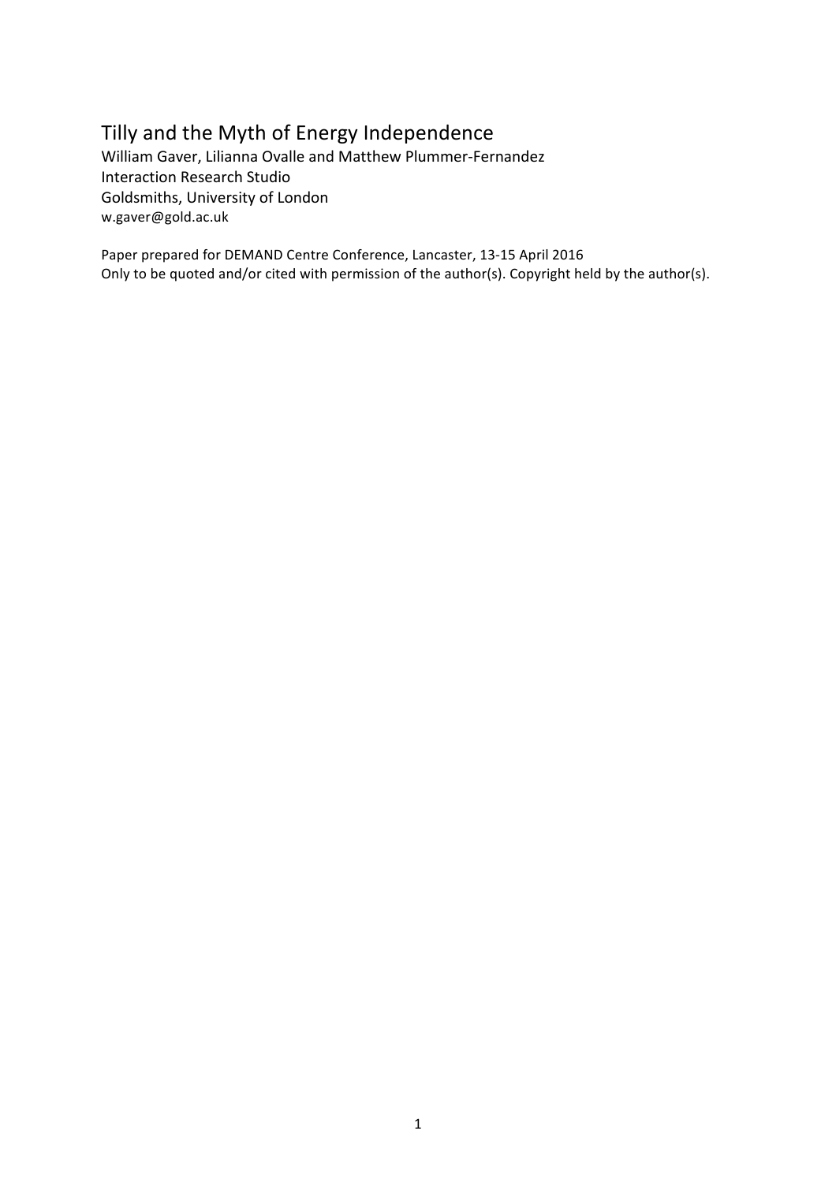# Tilly and the Myth of Energy Independence

William Gaver, Lilianna Ovalle and Matthew Plummer-Fernandez
Interaction Research Studio
Goldsmiths, University of London
w.gaver@gold.ac.uk

Paper prepared for DEMAND Centre Conference, Lancaster, 13-15 April 2016
Only to be quoted and/or cited with permission of the author(s). Copyright held by the author(s).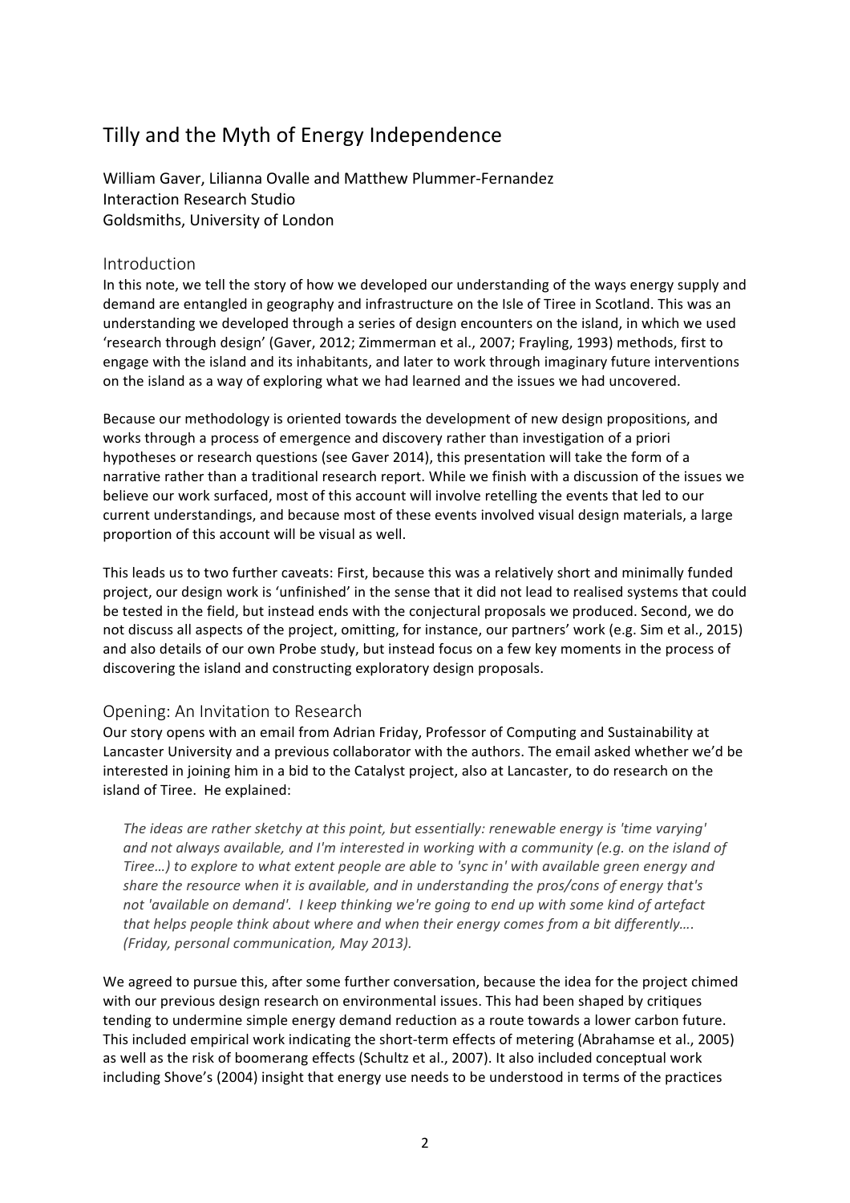# Tilly and the Myth of Energy Independence

William Gaver, Lilianna Ovalle and Matthew Plummer-Fernandez
Interaction Research Studio
Goldsmiths, University of London

## Introduction

In this note, we tell the story of how we developed our understanding of the ways energy supply and demand are entangled in geography and infrastructure on the Isle of Tiree in Scotland. This was an understanding we developed through a series of design encounters on the island, in which we used 'research through design' (Gaver, 2012; Zimmerman et al., 2007; Frayling, 1993) methods, first to engage with the island and its inhabitants, and later to work through imaginary future interventions on the island as a way of exploring what we had learned and the issues we had uncovered.

Because our methodology is oriented towards the development of new design propositions, and works through a process of emergence and discovery rather than investigation of a priori hypotheses or research questions (see Gaver 2014), this presentation will take the form of a narrative rather than a traditional research report. While we finish with a discussion of the issues we believe our work surfaced, most of this account will involve retelling the events that led to our current understandings, and because most of these events involved visual design materials, a large proportion of this account will be visual as well.

This leads us to two further caveats: First, because this was a relatively short and minimally funded project, our design work is 'unfinished' in the sense that it did not lead to realised systems that could be tested in the field, but instead ends with the conjectural proposals we produced. Second, we do not discuss all aspects of the project, omitting, for instance, our partners' work (e.g. Sim et al., 2015) and also details of our own Probe study, but instead focus on a few key moments in the process of discovering the island and constructing exploratory design proposals.

## Opening: An Invitation to Research

Our story opens with an email from Adrian Friday, Professor of Computing and Sustainability at Lancaster University and a previous collaborator with the authors. The email asked whether we'd be interested in joining him in a bid to the Catalyst project, also at Lancaster, to do research on the island of Tiree. He explained:

> *The ideas are rather sketchy at this point, but essentially: renewable energy is 'time varying' and not always available, and I'm interested in working with a community (e.g. on the island of Tiree…) to explore to what extent people are able to 'sync in' with available green energy and share the resource when it is available, and in understanding the pros/cons of energy that's not 'available on demand'. I keep thinking we're going to end up with some kind of artefact that helps people think about where and when their energy comes from a bit differently…. (Friday, personal communication, May 2013).*

We agreed to pursue this, after some further conversation, because the idea for the project chimed with our previous design research on environmental issues. This had been shaped by critiques tending to undermine simple energy demand reduction as a route towards a lower carbon future. This included empirical work indicating the short-term effects of metering (Abrahamse et al., 2005) as well as the risk of boomerang effects (Schultz et al., 2007). It also included conceptual work including Shove's (2004) insight that energy use needs to be understood in terms of the practices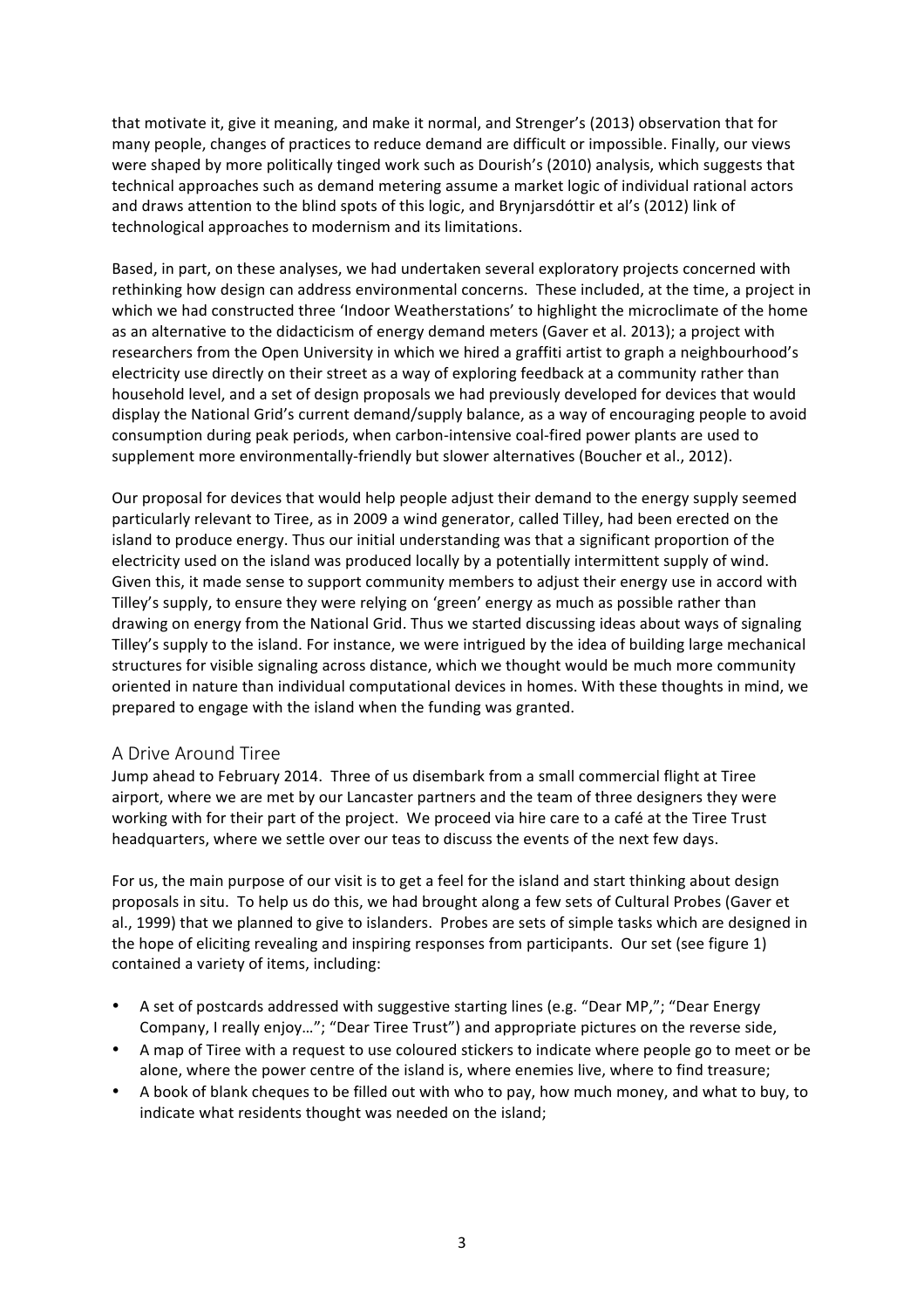that motivate it, give it meaning, and make it normal, and Strenger's (2013) observation that for many people, changes of practices to reduce demand are difficult or impossible. Finally, our views were shaped by more politically tinged work such as Dourish's (2010) analysis, which suggests that technical approaches such as demand metering assume a market logic of individual rational actors and draws attention to the blind spots of this logic, and Brynjarsdóttir et al's (2012) link of technological approaches to modernism and its limitations.

Based, in part, on these analyses, we had undertaken several exploratory projects concerned with rethinking how design can address environmental concerns. These included, at the time, a project in which we had constructed three 'Indoor Weatherstations' to highlight the microclimate of the home as an alternative to the didacticism of energy demand meters (Gaver et al. 2013); a project with researchers from the Open University in which we hired a graffiti artist to graph a neighbourhood's electricity use directly on their street as a way of exploring feedback at a community rather than household level, and a set of design proposals we had previously developed for devices that would display the National Grid's current demand/supply balance, as a way of encouraging people to avoid consumption during peak periods, when carbon-intensive coal-fired power plants are used to supplement more environmentally-friendly but slower alternatives (Boucher et al., 2012).

Our proposal for devices that would help people adjust their demand to the energy supply seemed particularly relevant to Tiree, as in 2009 a wind generator, called Tilley, had been erected on the island to produce energy. Thus our initial understanding was that a significant proportion of the electricity used on the island was produced locally by a potentially intermittent supply of wind. Given this, it made sense to support community members to adjust their energy use in accord with Tilley's supply, to ensure they were relying on 'green' energy as much as possible rather than drawing on energy from the National Grid. Thus we started discussing ideas about ways of signaling Tilley's supply to the island. For instance, we were intrigued by the idea of building large mechanical structures for visible signaling across distance, which we thought would be much more community oriented in nature than individual computational devices in homes. With these thoughts in mind, we prepared to engage with the island when the funding was granted.

## A Drive Around Tiree

Jump ahead to February 2014. Three of us disembark from a small commercial flight at Tiree airport, where we are met by our Lancaster partners and the team of three designers they were working with for their part of the project. We proceed via hire care to a café at the Tiree Trust headquarters, where we settle over our teas to discuss the events of the next few days.

For us, the main purpose of our visit is to get a feel for the island and start thinking about design proposals in situ. To help us do this, we had brought along a few sets of Cultural Probes (Gaver et al., 1999) that we planned to give to islanders. Probes are sets of simple tasks which are designed in the hope of eliciting revealing and inspiring responses from participants. Our set (see figure 1) contained a variety of items, including:

- A set of postcards addressed with suggestive starting lines (e.g. "Dear MP,"; "Dear Energy Company, I really enjoy…"; "Dear Tiree Trust") and appropriate pictures on the reverse side,
- A map of Tiree with a request to use coloured stickers to indicate where people go to meet or be alone, where the power centre of the island is, where enemies live, where to find treasure;
- A book of blank cheques to be filled out with who to pay, how much money, and what to buy, to indicate what residents thought was needed on the island;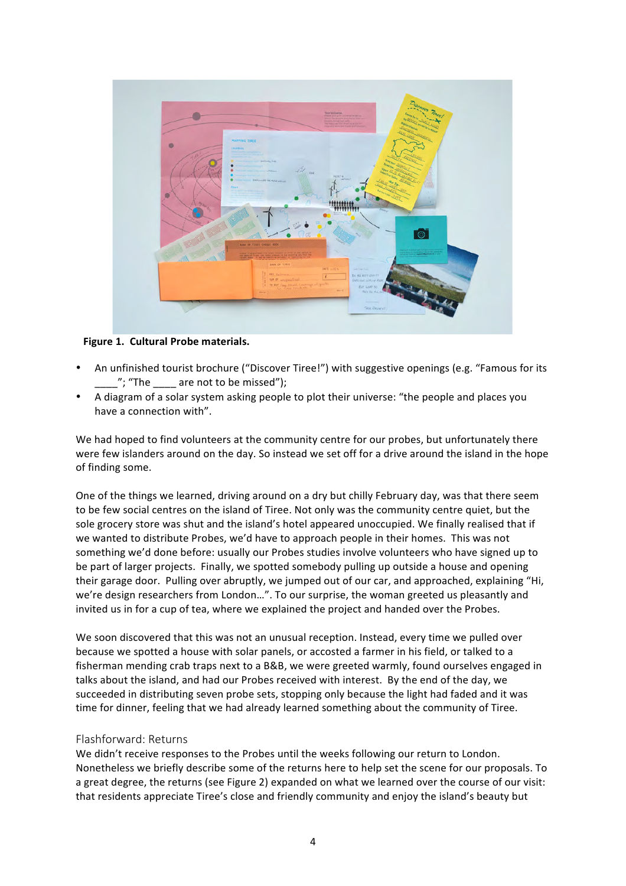**Figure 1. Cultural Probe materials.**

- An unfinished tourist brochure ("Discover Tiree!") with suggestive openings (e.g. "Famous for its ____"; "The ____ are not to be missed");
- A diagram of a solar system asking people to plot their universe: "the people and places you have a connection with".

We had hoped to find volunteers at the community centre for our probes, but unfortunately there were few islanders around on the day. So instead we set off for a drive around the island in the hope of finding some.

One of the things we learned, driving around on a dry but chilly February day, was that there seem to be few social centres on the island of Tiree. Not only was the community centre quiet, but the sole grocery store was shut and the island's hotel appeared unoccupied. We finally realised that if we wanted to distribute Probes, we'd have to approach people in their homes. This was not something we'd done before: usually our Probes studies involve volunteers who have signed up to be part of larger projects. Finally, we spotted somebody pulling up outside a house and opening their garage door. Pulling over abruptly, we jumped out of our car, and approached, explaining "Hi, we're design researchers from London…". To our surprise, the woman greeted us pleasantly and invited us in for a cup of tea, where we explained the project and handed over the Probes.

We soon discovered that this was not an unusual reception. Instead, every time we pulled over because we spotted a house with solar panels, or accosted a farmer in his field, or talked to a fisherman mending crab traps next to a B&B, we were greeted warmly, found ourselves engaged in talks about the island, and had our Probes received with interest. By the end of the day, we succeeded in distributing seven probe sets, stopping only because the light had faded and it was time for dinner, feeling that we had already learned something about the community of Tiree.

## Flashforward: Returns

We didn't receive responses to the Probes until the weeks following our return to London. Nonetheless we briefly describe some of the returns here to help set the scene for our proposals. To a great degree, the returns (see Figure 2) expanded on what we learned over the course of our visit: that residents appreciate Tiree's close and friendly community and enjoy the island's beauty but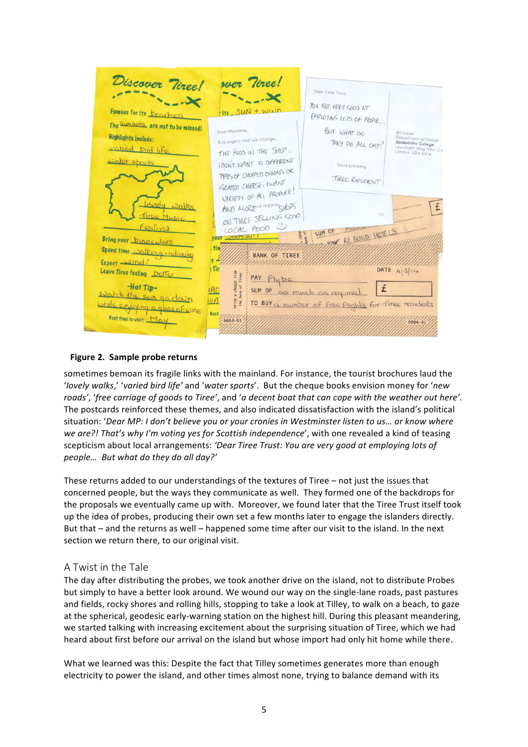**Figure 2. Sample probe returns**

sometimes bemoan its fragile links with the mainland. For instance, the tourist brochures laud the '*lovely walks*,' '*varied bird life*' and '*water sports*'. But the cheque books envision money for '*new roads*', '*free carriage of goods to Tiree*', and '*a decent boat that can cope with the weather out here*'. The postcards reinforced these themes, and also indicated dissatisfaction with the island's political situation: '*Dear MP: I don't believe you or your cronies in Westminster listen to us… or know where we are?! That's why I'm voting yes for Scottish independence*', with one revealed a kind of teasing scepticism about local arrangements: *'Dear Tiree Trust: You are very good at employing lots of people… But what do they do all day?'*

These returns added to our understandings of the textures of Tiree – not just the issues that concerned people, but the ways they communicate as well. They formed one of the backdrops for the proposals we eventually came up with. Moreover, we found later that the Tiree Trust itself took up the idea of probes, producing their own set a few months later to engage the islanders directly. But that – and the returns as well – happened some time after our visit to the island. In the next section we return there, to our original visit.

## A Twist in the Tale

The day after distributing the probes, we took another drive on the island, not to distribute Probes but simply to have a better look around. We wound our way on the single-lane roads, past pastures and fields, rocky shores and rolling hills, stopping to take a look at Tilley, to walk on a beach, to gaze at the spherical, geodesic early-warning station on the highest hill. During this pleasant meandering, we started talking with increasing excitement about the surprising situation of Tiree, which we had heard about first before our arrival on the island but whose import had only hit home while there.

What we learned was this: Despite the fact that Tilley sometimes generates more than enough electricity to power the island, and other times almost none, trying to balance demand with its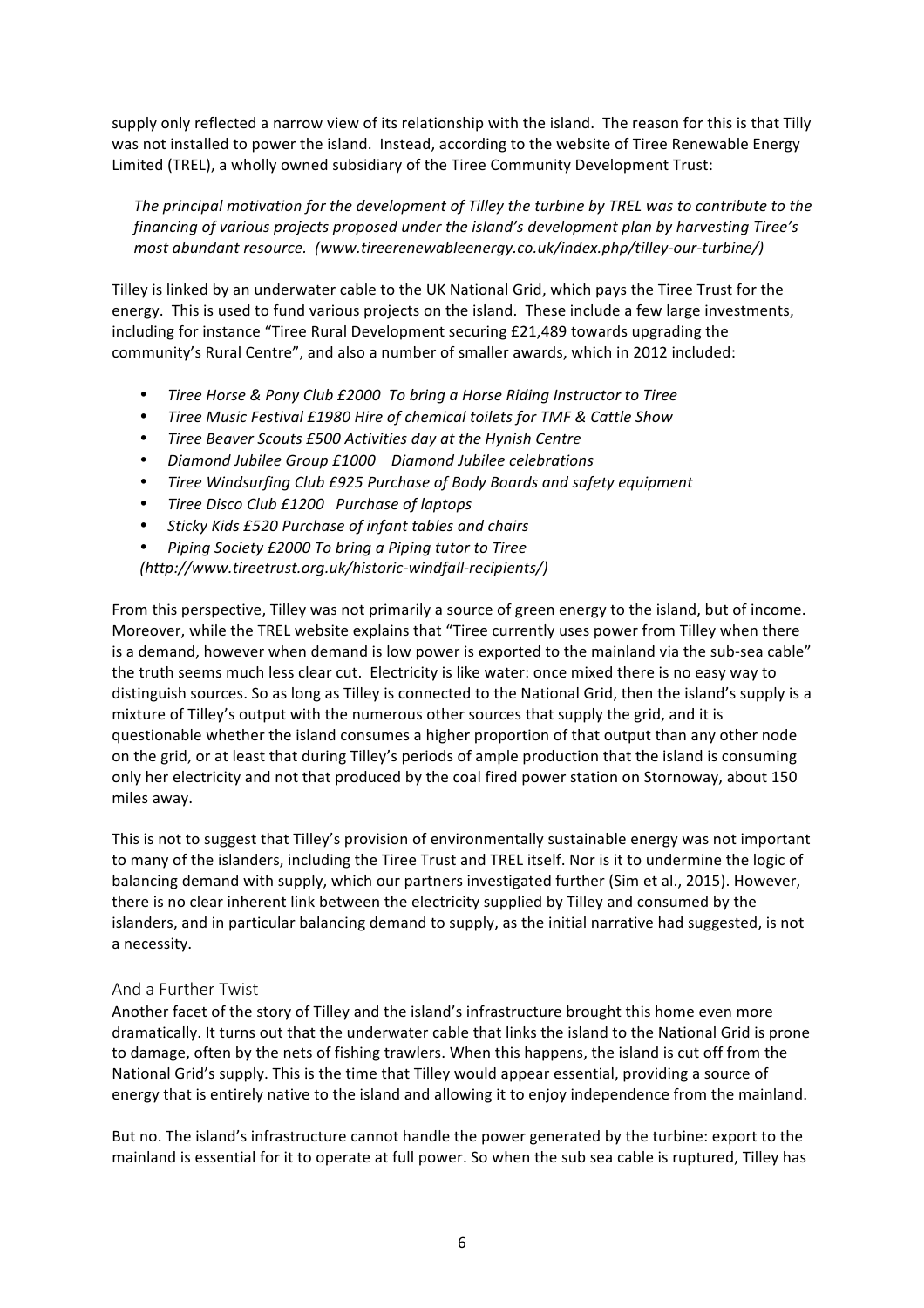supply only reflected a narrow view of its relationship with the island. The reason for this is that Tilly was not installed to power the island. Instead, according to the website of Tiree Renewable Energy Limited (TREL), a wholly owned subsidiary of the Tiree Community Development Trust:

> *The principal motivation for the development of Tilley the turbine by TREL was to contribute to the financing of various projects proposed under the island's development plan by harvesting Tiree's most abundant resource. (www.tireerenewableenergy.co.uk/index.php/tilley-our-turbine/)*

Tilley is linked by an underwater cable to the UK National Grid, which pays the Tiree Trust for the energy. This is used to fund various projects on the island. These include a few large investments, including for instance "Tiree Rural Development securing £21,489 towards upgrading the community's Rural Centre", and also a number of smaller awards, which in 2012 included:

- *Tiree Horse & Pony Club £2000 To bring a Horse Riding Instructor to Tiree*
- *Tiree Music Festival £1980 Hire of chemical toilets for TMF & Cattle Show*
- *Tiree Beaver Scouts £500 Activities day at the Hynish Centre*
- *Diamond Jubilee Group £1000 Diamond Jubilee celebrations*
- *Tiree Windsurfing Club £925 Purchase of Body Boards and safety equipment*
- *Tiree Disco Club £1200 Purchase of laptops*
- *Sticky Kids £520 Purchase of infant tables and chairs*
- *Piping Society £2000 To bring a Piping tutor to Tiree*

*(http://www.tireetrust.org.uk/historic-windfall-recipients/)*

From this perspective, Tilley was not primarily a source of green energy to the island, but of income. Moreover, while the TREL website explains that "Tiree currently uses power from Tilley when there is a demand, however when demand is low power is exported to the mainland via the sub-sea cable" the truth seems much less clear cut. Electricity is like water: once mixed there is no easy way to distinguish sources. So as long as Tilley is connected to the National Grid, then the island's supply is a mixture of Tilley's output with the numerous other sources that supply the grid, and it is questionable whether the island consumes a higher proportion of that output than any other node on the grid, or at least that during Tilley's periods of ample production that the island is consuming only her electricity and not that produced by the coal fired power station on Stornoway, about 150 miles away.

This is not to suggest that Tilley's provision of environmentally sustainable energy was not important to many of the islanders, including the Tiree Trust and TREL itself. Nor is it to undermine the logic of balancing demand with supply, which our partners investigated further (Sim et al., 2015). However, there is no clear inherent link between the electricity supplied by Tilley and consumed by the islanders, and in particular balancing demand to supply, as the initial narrative had suggested, is not a necessity.

## And a Further Twist

Another facet of the story of Tilley and the island's infrastructure brought this home even more dramatically. It turns out that the underwater cable that links the island to the National Grid is prone to damage, often by the nets of fishing trawlers. When this happens, the island is cut off from the National Grid's supply. This is the time that Tilley would appear essential, providing a source of energy that is entirely native to the island and allowing it to enjoy independence from the mainland.

But no. The island's infrastructure cannot handle the power generated by the turbine: export to the mainland is essential for it to operate at full power. So when the sub sea cable is ruptured, Tilley has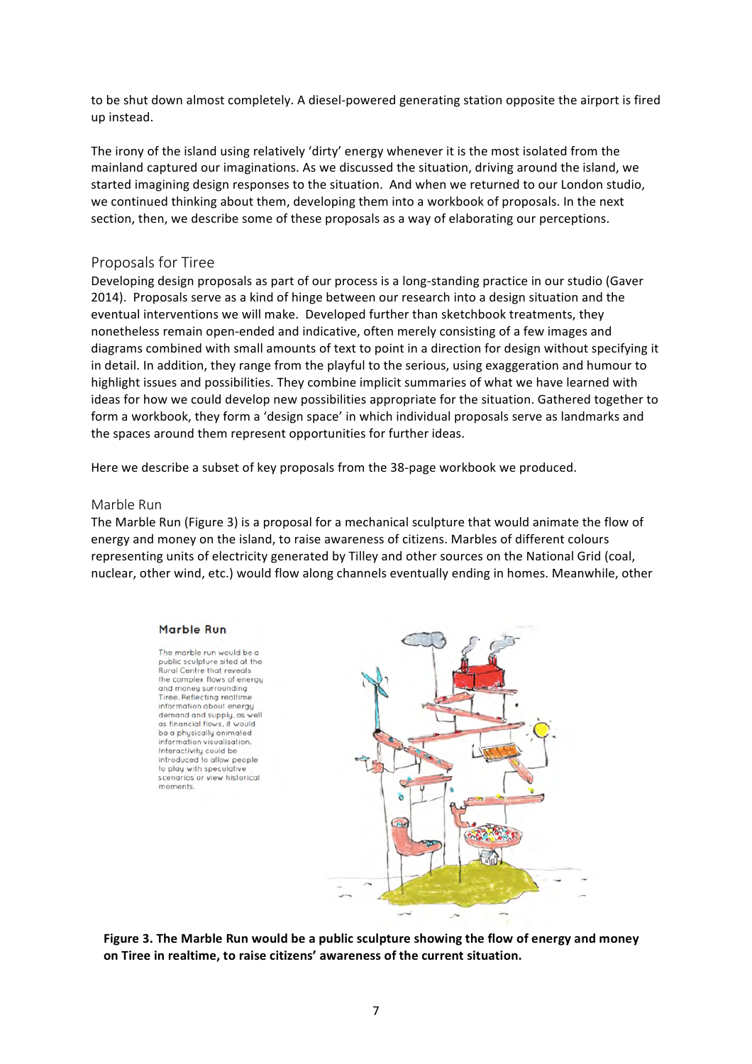to be shut down almost completely. A diesel-powered generating station opposite the airport is fired up instead.

The irony of the island using relatively 'dirty' energy whenever it is the most isolated from the mainland captured our imaginations. As we discussed the situation, driving around the island, we started imagining design responses to the situation. And when we returned to our London studio, we continued thinking about them, developing them into a workbook of proposals. In the next section, then, we describe some of these proposals as a way of elaborating our perceptions.

## Proposals for Tiree

Developing design proposals as part of our process is a long-standing practice in our studio (Gaver 2014). Proposals serve as a kind of hinge between our research into a design situation and the eventual interventions we will make. Developed further than sketchbook treatments, they nonetheless remain open-ended and indicative, often merely consisting of a few images and diagrams combined with small amounts of text to point in a direction for design without specifying it in detail. In addition, they range from the playful to the serious, using exaggeration and humour to highlight issues and possibilities. They combine implicit summaries of what we have learned with ideas for how we could develop new possibilities appropriate for the situation. Gathered together to form a workbook, they form a 'design space' in which individual proposals serve as landmarks and the spaces around them represent opportunities for further ideas.

Here we describe a subset of key proposals from the 38-page workbook we produced.

### Marble Run

The Marble Run (Figure 3) is a proposal for a mechanical sculpture that would animate the flow of energy and money on the island, to raise awareness of citizens. Marbles of different colours representing units of electricity generated by Tilley and other sources on the National Grid (coal, nuclear, other wind, etc.) would flow along channels eventually ending in homes. Meanwhile, other

**Marble Run**

The marble run would be a public sculpture sited at the Rural Centre that reveals the complex flows of energy and money surrounding Tiree. Reflecting realtime information about energy demand and supply, as well as financial flows, it would be a physically animated information visualisation. Interactivity could be introduced to allow people to play with speculative scenarios or view historical moments.

**Figure 3. The Marble Run would be a public sculpture showing the flow of energy and money on Tiree in realtime, to raise citizens' awareness of the current situation.**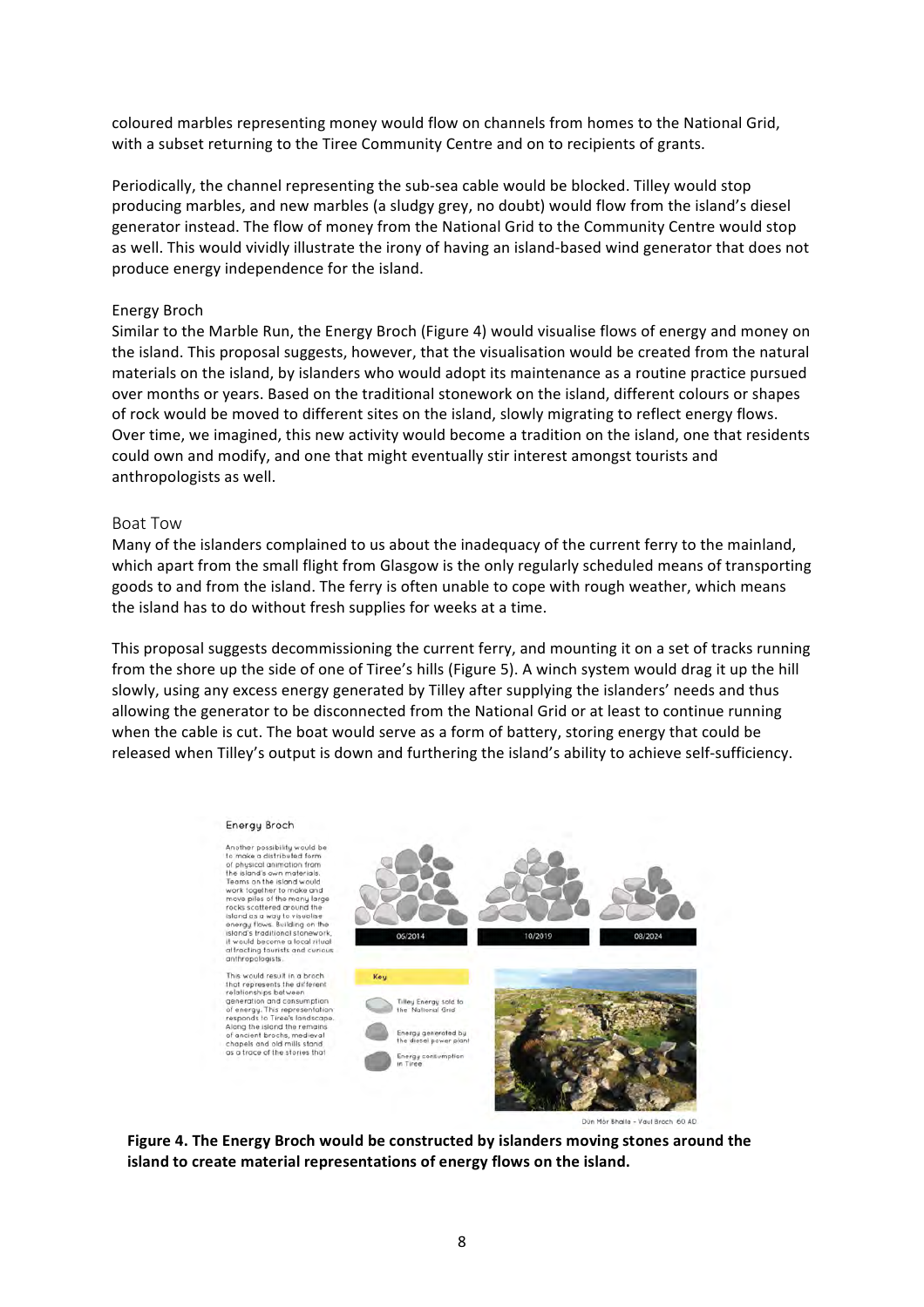coloured marbles representing money would flow on channels from homes to the National Grid, with a subset returning to the Tiree Community Centre and on to recipients of grants.

Periodically, the channel representing the sub-sea cable would be blocked. Tilley would stop producing marbles, and new marbles (a sludgy grey, no doubt) would flow from the island's diesel generator instead. The flow of money from the National Grid to the Community Centre would stop as well. This would vividly illustrate the irony of having an island-based wind generator that does not produce energy independence for the island.

### Energy Broch

Similar to the Marble Run, the Energy Broch (Figure 4) would visualise flows of energy and money on the island. This proposal suggests, however, that the visualisation would be created from the natural materials on the island, by islanders who would adopt its maintenance as a routine practice pursued over months or years. Based on the traditional stonework on the island, different colours or shapes of rock would be moved to different sites on the island, slowly migrating to reflect energy flows. Over time, we imagined, this new activity would become a tradition on the island, one that residents could own and modify, and one that might eventually stir interest amongst tourists and anthropologists as well.

## Boat Tow

Many of the islanders complained to us about the inadequacy of the current ferry to the mainland, which apart from the small flight from Glasgow is the only regularly scheduled means of transporting goods to and from the island. The ferry is often unable to cope with rough weather, which means the island has to do without fresh supplies for weeks at a time.

This proposal suggests decommissioning the current ferry, and mounting it on a set of tracks running from the shore up the side of one of Tiree's hills (Figure 5). A winch system would drag it up the hill slowly, using any excess energy generated by Tilley after supplying the islanders' needs and thus allowing the generator to be disconnected from the National Grid or at least to continue running when the cable is cut. The boat would serve as a form of battery, storing energy that could be released when Tilley's output is down and furthering the island's ability to achieve self-sufficiency.

**Figure 4. The Energy Broch would be constructed by islanders moving stones around the island to create material representations of energy flows on the island.**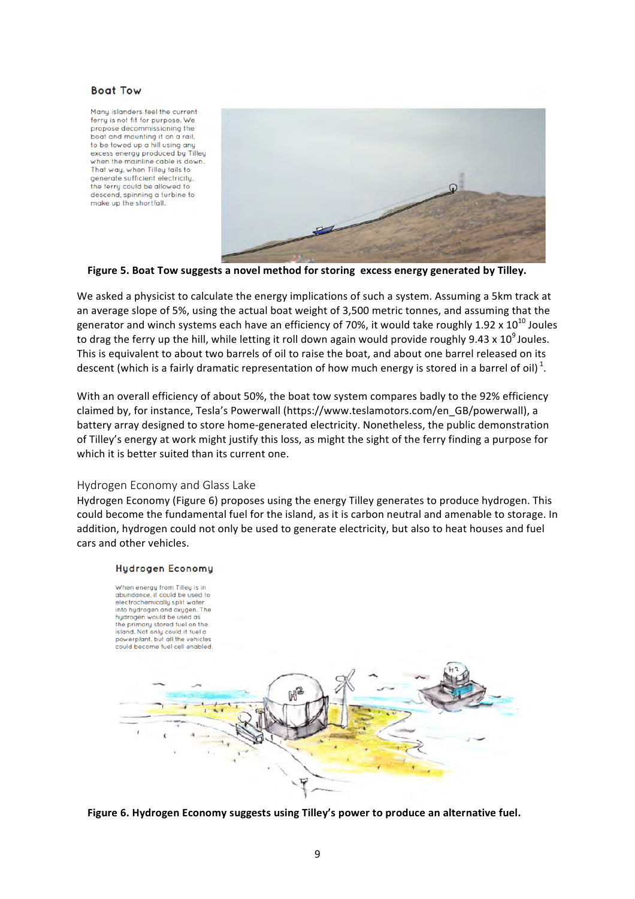**Boat Tow**

Many islanders feel the current ferry is not fit for purpose. We propose decommissioning the boat and mounting it on a rail, to be towed up a hill using any excess energy produced by Tilley when the mainline cable is down. That way, when Tilley fails to generate sufficient electricity, the ferry could be allowed to descend, spinning a turbine to make up the shortfall.

**Figure 5. Boat Tow suggests a novel method for storing excess energy generated by Tilley.**

We asked a physicist to calculate the energy implications of such a system. Assuming a 5km track at an average slope of 5%, using the actual boat weight of 3,500 metric tonnes, and assuming that the generator and winch systems each have an efficiency of 70%, it would take roughly $1.92 \times 10^{10}$ Joules to drag the ferry up the hill, while letting it roll down again would provide roughly $9.43 \times 10^{9}$ Joules. This is equivalent to about two barrels of oil to raise the boat, and about one barrel released on its descent (which is a fairly dramatic representation of how much energy is stored in a barrel of oil) [1].

With an overall efficiency of about 50%, the boat tow system compares badly to the 92% efficiency claimed by, for instance, Tesla's Powerwall (https://www.teslamotors.com/en_GB/powerwall), a battery array designed to store home-generated electricity. Nonetheless, the public demonstration of Tilley's energy at work might justify this loss, as might the sight of the ferry finding a purpose for which it is better suited than its current one.

## Hydrogen Economy and Glass Lake

Hydrogen Economy (Figure 6) proposes using the energy Tilley generates to produce hydrogen. This could become the fundamental fuel for the island, as it is carbon neutral and amenable to storage. In addition, hydrogen could not only be used to generate electricity, but also to heat houses and fuel cars and other vehicles.

**Hydrogen Economy**

When energy from Tilley is in abundance, it could be used to electrochemically split water into hydrogen and oxygen. The hydrogen would be used as the primary stored fuel on the island. Not only could it fuel a powerplant, but all the vehicles could become fuel cell enabled.

**Figure 6. Hydrogen Economy suggests using Tilley's power to produce an alternative fuel.**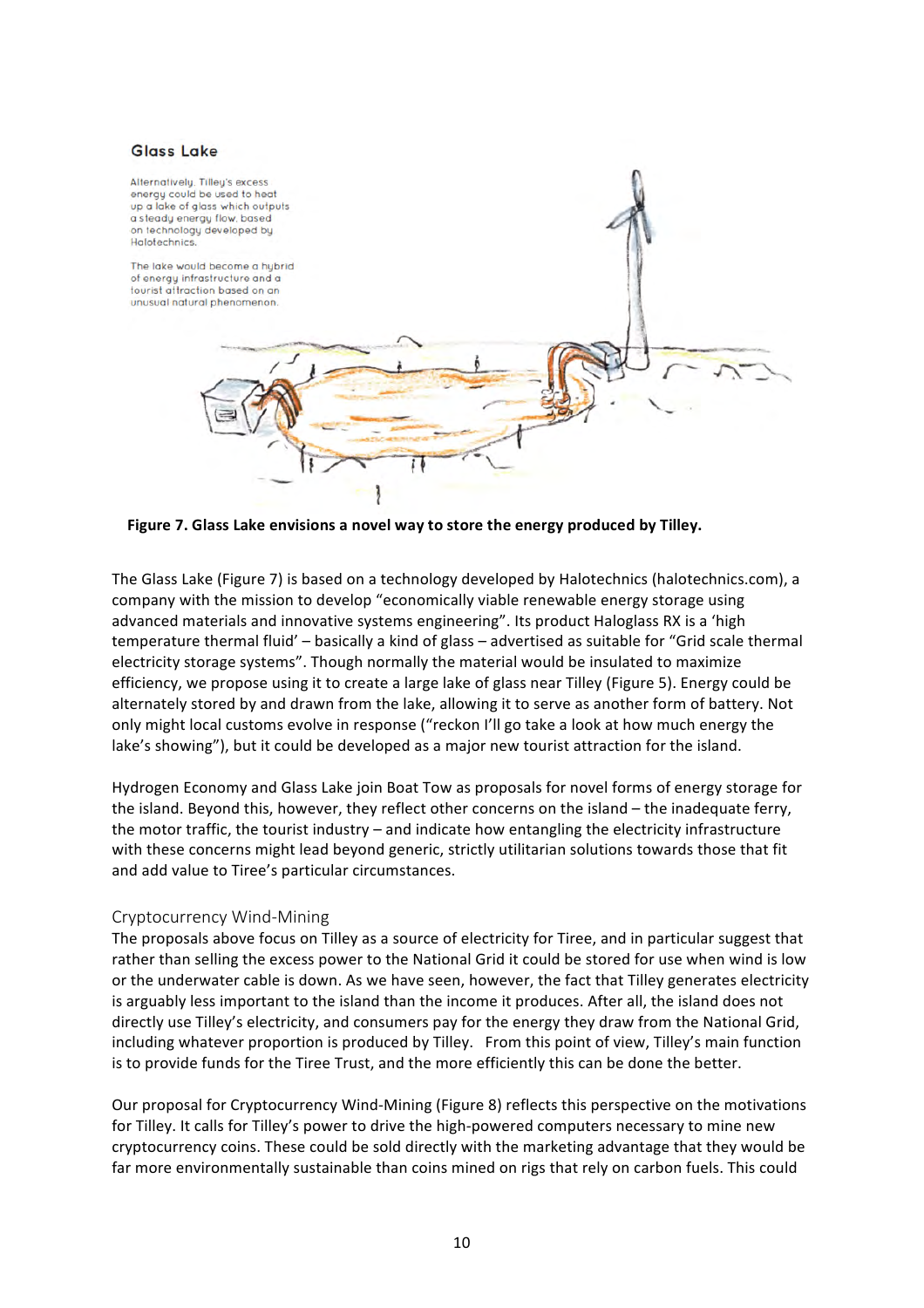Glass Lake

Alternatively, Tilley's excess energy could be used to heat up a lake of glass which outputs a steady energy flow, based on technology developed by Halotechnics.

The lake would become a hybrid of energy infrastructure and a tourist attraction based on an unusual natural phenomenon.

**Figure 7. Glass Lake envisions a novel way to store the energy produced by Tilley.**

The Glass Lake (Figure 7) is based on a technology developed by Halotechnics (halotechnics.com), a company with the mission to develop "economically viable renewable energy storage using advanced materials and innovative systems engineering". Its product Haloglass RX is a 'high temperature thermal fluid' – basically a kind of glass – advertised as suitable for "Grid scale thermal electricity storage systems". Though normally the material would be insulated to maximize efficiency, we propose using it to create a large lake of glass near Tilley (Figure 5). Energy could be alternately stored by and drawn from the lake, allowing it to serve as another form of battery. Not only might local customs evolve in response ("reckon I'll go take a look at how much energy the lake's showing"), but it could be developed as a major new tourist attraction for the island.

Hydrogen Economy and Glass Lake join Boat Tow as proposals for novel forms of energy storage for the island. Beyond this, however, they reflect other concerns on the island – the inadequate ferry, the motor traffic, the tourist industry – and indicate how entangling the electricity infrastructure with these concerns might lead beyond generic, strictly utilitarian solutions towards those that fit and add value to Tiree's particular circumstances.

## Cryptocurrency Wind-Mining

The proposals above focus on Tilley as a source of electricity for Tiree, and in particular suggest that rather than selling the excess power to the National Grid it could be stored for use when wind is low or the underwater cable is down. As we have seen, however, the fact that Tilley generates electricity is arguably less important to the island than the income it produces. After all, the island does not directly use Tilley's electricity, and consumers pay for the energy they draw from the National Grid, including whatever proportion is produced by Tilley. From this point of view, Tilley's main function is to provide funds for the Tiree Trust, and the more efficiently this can be done the better.

Our proposal for Cryptocurrency Wind-Mining (Figure 8) reflects this perspective on the motivations for Tilley. It calls for Tilley's power to drive the high-powered computers necessary to mine new cryptocurrency coins. These could be sold directly with the marketing advantage that they would be far more environmentally sustainable than coins mined on rigs that rely on carbon fuels. This could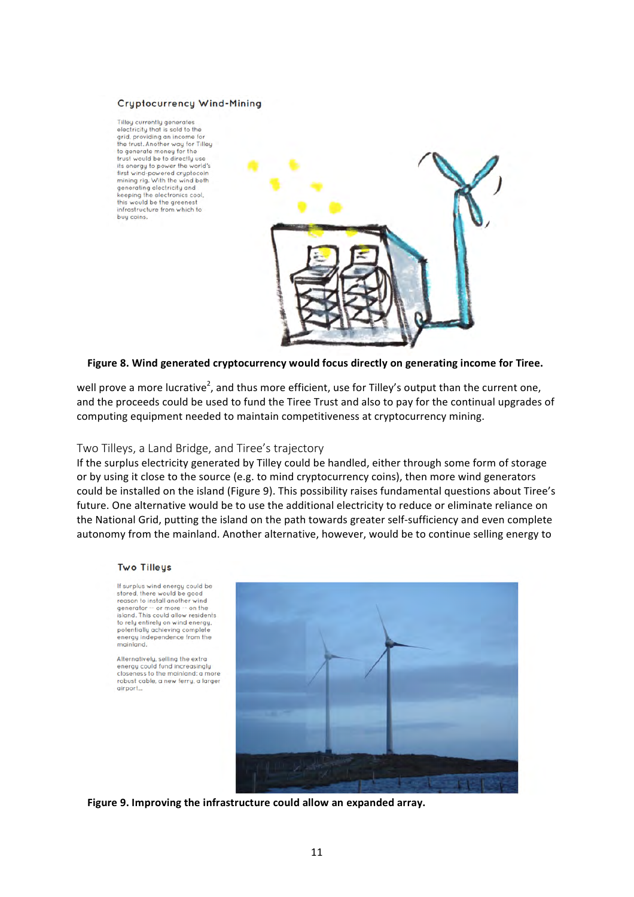### Cryptocurrency Wind-Mining

Tilley currently generates electricity that is sold to the grid, providing an income for the trust. Another way for Tilley to generate money for the trust would be to directly use its energy to power the world's first wind-powered cryptocoin mining rig. With the wind both generating electricity and keeping the electronics cool, this would be the greenest infrastructure from which to buy coins.

**Figure 8. Wind generated cryptocurrency would focus directly on generating income for Tiree.**

well prove a more lucrative[2], and thus more efficient, use for Tilley's output than the current one, and the proceeds could be used to fund the Tiree Trust and also to pay for the continual upgrades of computing equipment needed to maintain competitiveness at cryptocurrency mining.

## Two Tilleys, a Land Bridge, and Tiree's trajectory

If the surplus electricity generated by Tilley could be handled, either through some form of storage or by using it close to the source (e.g. to mind cryptocurrency coins), then more wind generators could be installed on the island (Figure 9). This possibility raises fundamental questions about Tiree's future. One alternative would be to use the additional electricity to reduce or eliminate reliance on the National Grid, putting the island on the path towards greater self-sufficiency and even complete autonomy from the mainland. Another alternative, however, would be to continue selling energy to

### Two Tilleys

If surplus wind energy could be stored, there would be good reason to install another wind generator -- or more -- on the island. This could allow residents to rely entirely on wind energy, potentially achieving complete energy independence from the mainland.

Alternatively, selling the extra energy could fund increasingly closeness to the mainland: a more robust cable, a new ferry, a larger airport...

**Figure 9. Improving the infrastructure could allow an expanded array.**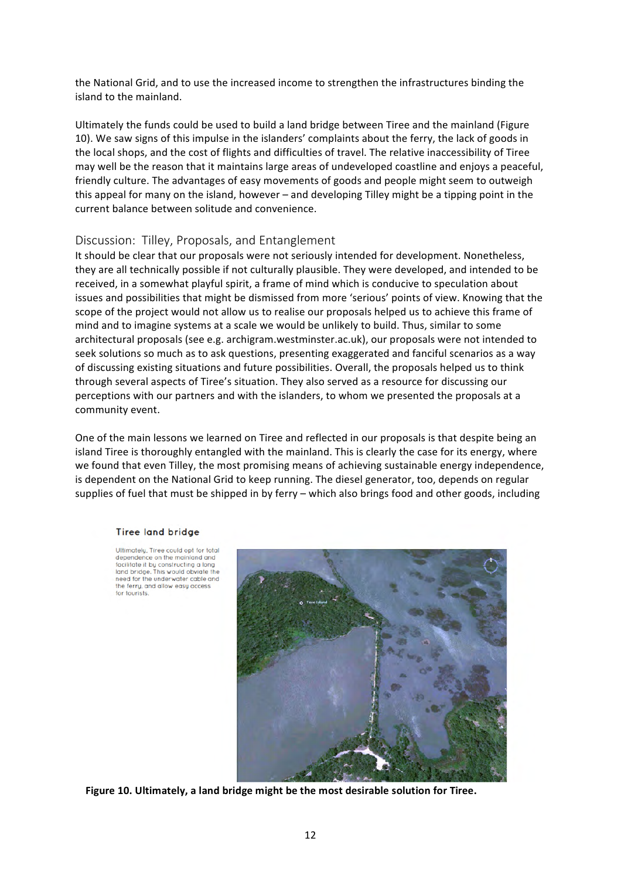the National Grid, and to use the increased income to strengthen the infrastructures binding the island to the mainland.

Ultimately the funds could be used to build a land bridge between Tiree and the mainland (Figure 10). We saw signs of this impulse in the islanders' complaints about the ferry, the lack of goods in the local shops, and the cost of flights and difficulties of travel. The relative inaccessibility of Tiree may well be the reason that it maintains large areas of undeveloped coastline and enjoys a peaceful, friendly culture. The advantages of easy movements of goods and people might seem to outweigh this appeal for many on the island, however – and developing Tilley might be a tipping point in the current balance between solitude and convenience.

## Discussion: Tilley, Proposals, and Entanglement

It should be clear that our proposals were not seriously intended for development. Nonetheless, they are all technically possible if not culturally plausible. They were developed, and intended to be received, in a somewhat playful spirit, a frame of mind which is conducive to speculation about issues and possibilities that might be dismissed from more 'serious' points of view. Knowing that the scope of the project would not allow us to realise our proposals helped us to achieve this frame of mind and to imagine systems at a scale we would be unlikely to build. Thus, similar to some architectural proposals (see e.g. archigram.westminster.ac.uk), our proposals were not intended to seek solutions so much as to ask questions, presenting exaggerated and fanciful scenarios as a way of discussing existing situations and future possibilities. Overall, the proposals helped us to think through several aspects of Tiree's situation. They also served as a resource for discussing our perceptions with our partners and with the islanders, to whom we presented the proposals at a community event.

One of the main lessons we learned on Tiree and reflected in our proposals is that despite being an island Tiree is thoroughly entangled with the mainland. This is clearly the case for its energy, where we found that even Tilley, the most promising means of achieving sustainable energy independence, is dependent on the National Grid to keep running. The diesel generator, too, depends on regular supplies of fuel that must be shipped in by ferry – which also brings food and other goods, including

**Tiree land bridge**

Ultimately, Tiree could opt for total dependence on the mainland and facilitate it by constructing a long land bridge. This would obviate the need for the underwater cable and the ferry, and allow easy access for tourists.

**Figure 10. Ultimately, a land bridge might be the most desirable solution for Tiree.**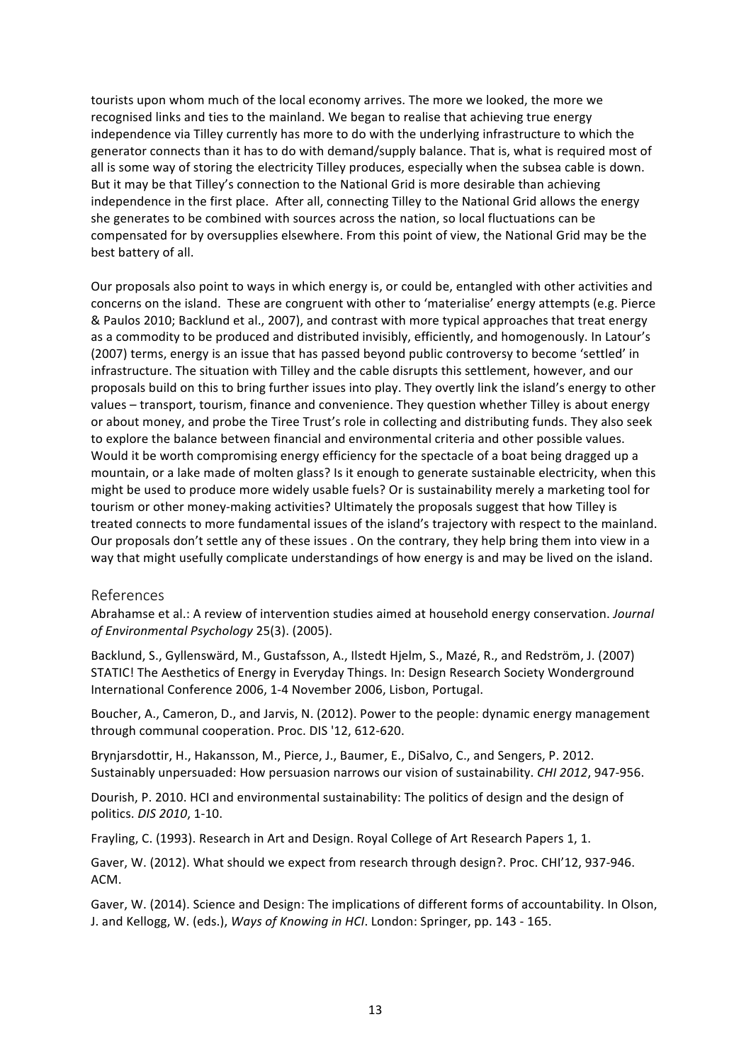tourists upon whom much of the local economy arrives. The more we looked, the more we recognised links and ties to the mainland. We began to realise that achieving true energy independence via Tilley currently has more to do with the underlying infrastructure to which the generator connects than it has to do with demand/supply balance. That is, what is required most of all is some way of storing the electricity Tilley produces, especially when the subsea cable is down. But it may be that Tilley's connection to the National Grid is more desirable than achieving independence in the first place. After all, connecting Tilley to the National Grid allows the energy she generates to be combined with sources across the nation, so local fluctuations can be compensated for by oversupplies elsewhere. From this point of view, the National Grid may be the best battery of all.

Our proposals also point to ways in which energy is, or could be, entangled with other activities and concerns on the island. These are congruent with other to 'materialise' energy attempts (e.g. Pierce & Paulos 2010; Backlund et al., 2007), and contrast with more typical approaches that treat energy as a commodity to be produced and distributed invisibly, efficiently, and homogenously. In Latour's (2007) terms, energy is an issue that has passed beyond public controversy to become 'settled' in infrastructure. The situation with Tilley and the cable disrupts this settlement, however, and our proposals build on this to bring further issues into play. They overtly link the island's energy to other values – transport, tourism, finance and convenience. They question whether Tilley is about energy or about money, and probe the Tiree Trust's role in collecting and distributing funds. They also seek to explore the balance between financial and environmental criteria and other possible values. Would it be worth compromising energy efficiency for the spectacle of a boat being dragged up a mountain, or a lake made of molten glass? Is it enough to generate sustainable electricity, when this might be used to produce more widely usable fuels? Or is sustainability merely a marketing tool for tourism or other money-making activities? Ultimately the proposals suggest that how Tilley is treated connects to more fundamental issues of the island's trajectory with respect to the mainland. Our proposals don't settle any of these issues . On the contrary, they help bring them into view in a way that might usefully complicate understandings of how energy is and may be lived on the island.

## References

Abrahamse et al.: A review of intervention studies aimed at household energy conservation. *Journal of Environmental Psychology* 25(3). (2005).

Backlund, S., Gyllenswärd, M., Gustafsson, A., Ilstedt Hjelm, S., Mazé, R., and Redström, J. (2007) STATIC! The Aesthetics of Energy in Everyday Things. In: Design Research Society Wonderground International Conference 2006, 1-4 November 2006, Lisbon, Portugal.

Boucher, A., Cameron, D., and Jarvis, N. (2012). Power to the people: dynamic energy management through communal cooperation. Proc. DIS '12, 612-620.

Brynjarsdottir, H., Hakansson, M., Pierce, J., Baumer, E., DiSalvo, C., and Sengers, P. 2012. Sustainably unpersuaded: How persuasion narrows our vision of sustainability. *CHI 2012*, 947-956.

Dourish, P. 2010. HCI and environmental sustainability: The politics of design and the design of politics. *DIS 2010*, 1-10.

Frayling, C. (1993). Research in Art and Design. Royal College of Art Research Papers 1, 1.

Gaver, W. (2012). What should we expect from research through design?. Proc. CHI'12, 937-946. ACM.

Gaver, W. (2014). Science and Design: The implications of different forms of accountability. In Olson, J. and Kellogg, W. (eds.), *Ways of Knowing in HCI*. London: Springer, pp. 143 - 165.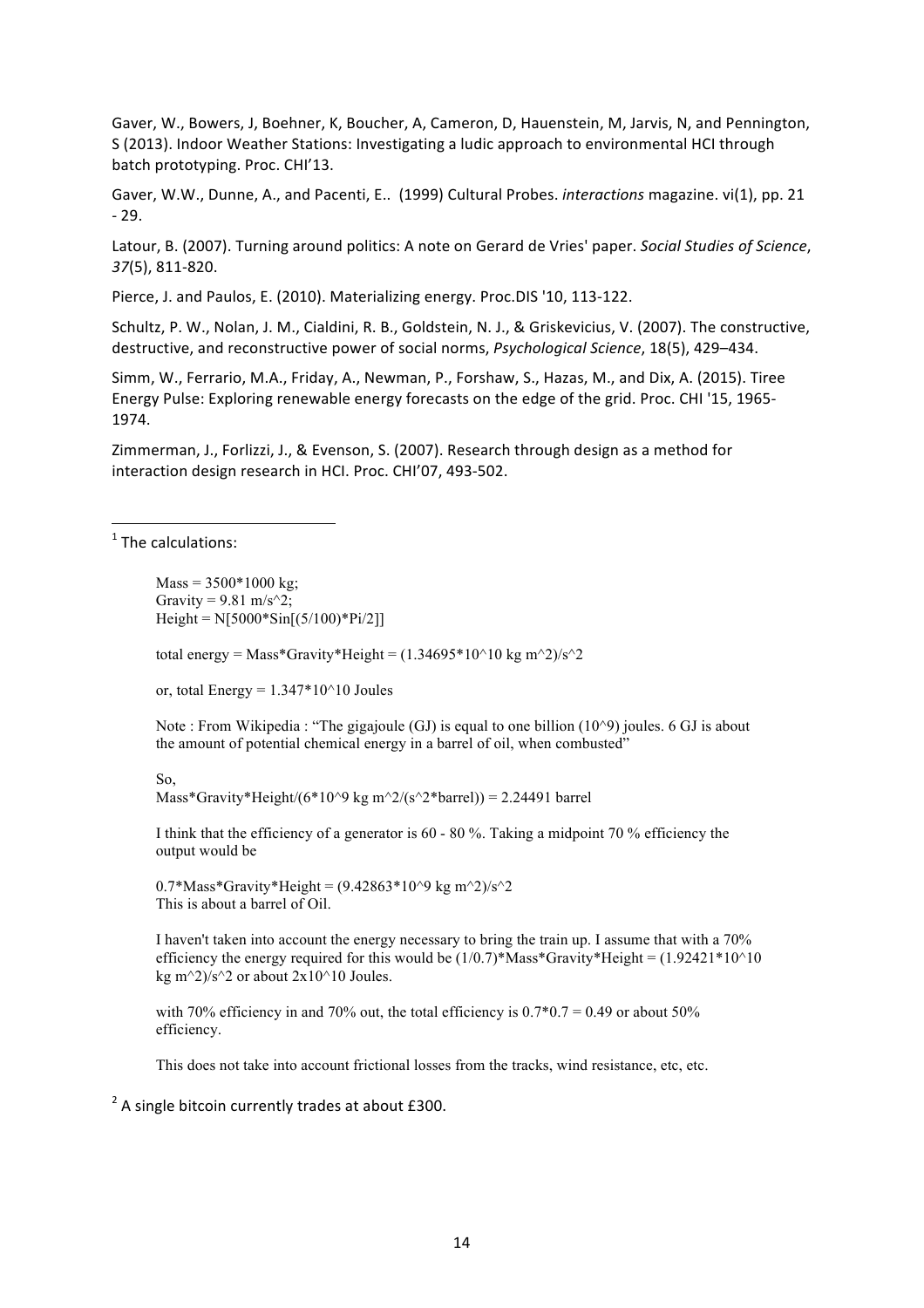Gaver, W., Bowers, J, Boehner, K, Boucher, A, Cameron, D, Hauenstein, M, Jarvis, N, and Pennington, S (2013). Indoor Weather Stations: Investigating a ludic approach to environmental HCI through batch prototyping. Proc. CHI'13.

Gaver, W.W., Dunne, A., and Pacenti, E.. (1999) Cultural Probes. *interactions* magazine. vi(1), pp. 21 - 29.

Latour, B. (2007). Turning around politics: A note on Gerard de Vries' paper. *Social Studies of Science*, *37*(5), 811-820.

Pierce, J. and Paulos, E. (2010). Materializing energy. Proc.DIS '10, 113-122.

Schultz, P. W., Nolan, J. M., Cialdini, R. B., Goldstein, N. J., & Griskevicius, V. (2007). The constructive, destructive, and reconstructive power of social norms, *Psychological Science*, 18(5), 429–434.

Simm, W., Ferrario, M.A., Friday, A., Newman, P., Forshaw, S., Hazas, M., and Dix, A. (2015). Tiree Energy Pulse: Exploring renewable energy forecasts on the edge of the grid. Proc. CHI '15, 1965-1974.

Zimmerman, J., Forlizzi, J., & Evenson, S. (2007). Research through design as a method for interaction design research in HCI. Proc. CHI'07, 493-502.

---

[1] The calculations:

> Mass = 3500*1000 kg;
> Gravity = 9.81 m/s^2;
> Height = N[5000*Sin[(5/100)*Pi/2]]
>
> total energy = Mass*Gravity*Height = (1.34695*10^10 kg m^2)/s^2
>
> or, total Energy = 1.347*10^10 Joules
>
> Note : From Wikipedia : "The gigajoule (GJ) is equal to one billion (10^9) joules. 6 GJ is about the amount of potential chemical energy in a barrel of oil, when combusted"
>
> So,
> Mass*Gravity*Height/(6*10^9 kg m^2/(s^2*barrel)) = 2.24491 barrel
>
> I think that the efficiency of a generator is 60 - 80 %. Taking a midpoint 70 % efficiency the output would be
>
> 0.7*Mass*Gravity*Height = (9.42863*10^9 kg m^2)/s^2
> This is about a barrel of Oil.
>
> I haven't taken into account the energy necessary to bring the train up. I assume that with a 70% efficiency the energy required for this would be (1/0.7)*Mass*Gravity*Height = (1.92421*10^10 kg m^2)/s^2 or about 2x10^10 Joules.
>
> with 70% efficiency in and 70% out, the total efficiency is 0.7*0.7 = 0.49 or about 50% efficiency.
>
> This does not take into account frictional losses from the tracks, wind resistance, etc, etc.

[2] A single bitcoin currently trades at about £300.